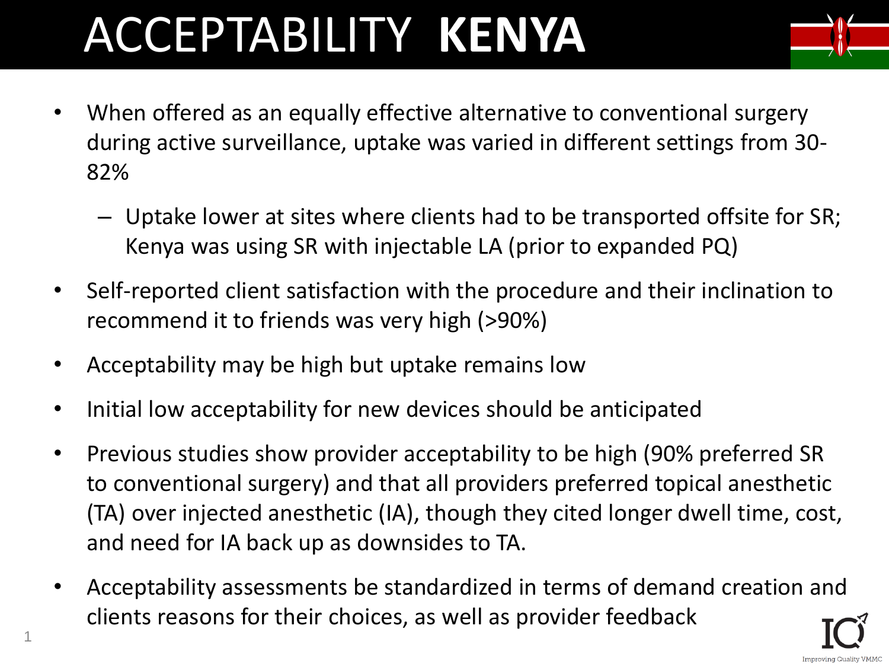# ACCEPTABILITY **KENYA**

- When offered as an equally effective alternative to conventional surgery during active surveillance, uptake was varied in different settings from 30-82%
  - Uptake lower at sites where clients had to be transported offsite for SR; Kenya was using SR with injectable LA (prior to expanded PQ)
- Self-reported client satisfaction with the procedure and their inclination to recommend it to friends was very high (>90%)
- Acceptability may be high but uptake remains low
- Initial low acceptability for new devices should be anticipated
- Previous studies show provider acceptability to be high (90% preferred SR to conventional surgery) and that all providers preferred topical anesthetic (TA) over injected anesthetic (IA), though they cited longer dwell time, cost, and need for IA back up as downsides to TA.
- Acceptability assessments be standardized in terms of demand creation and clients reasons for their choices, as well as provider feedback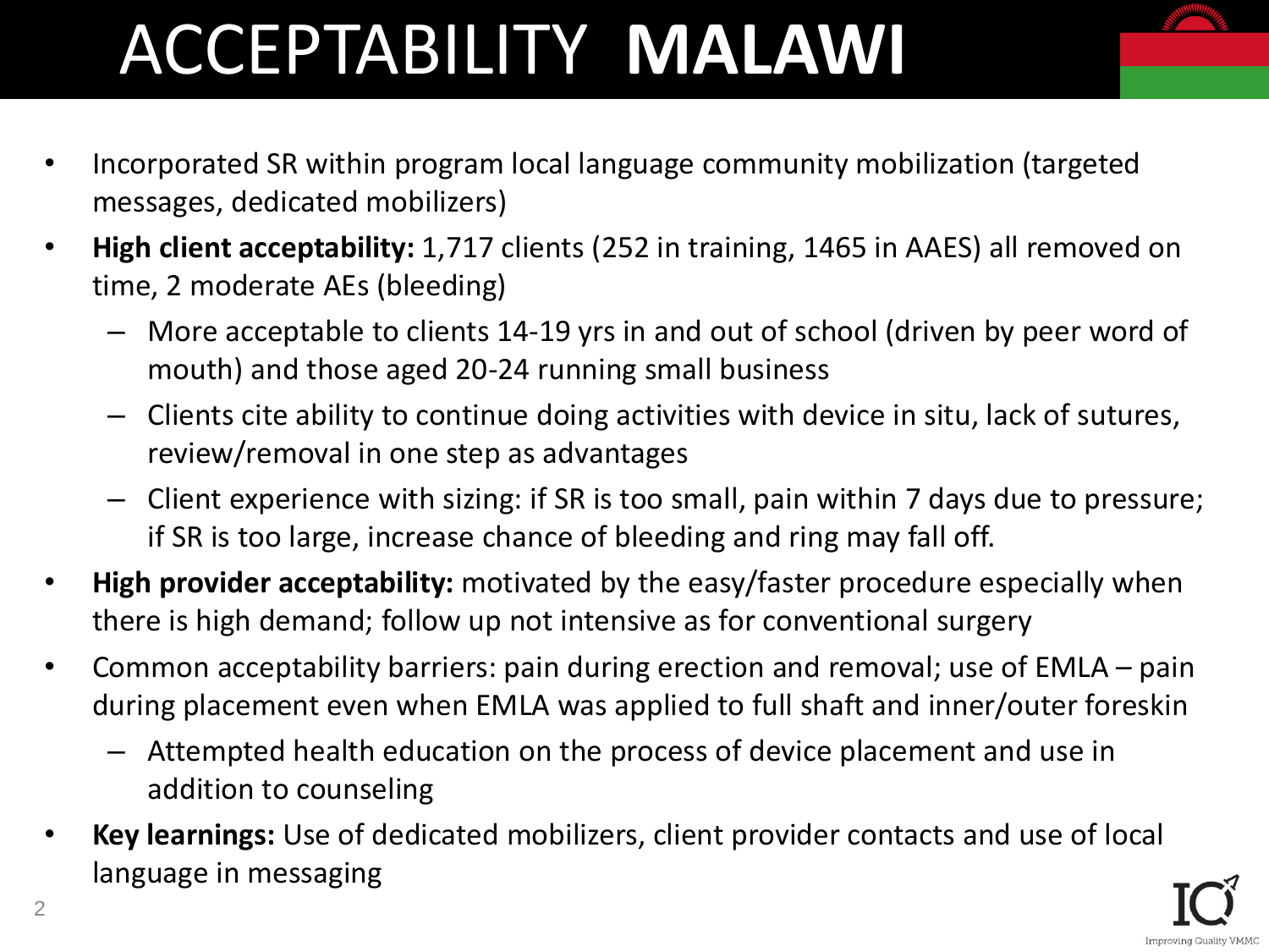# ACCEPTABILITY **MALAWI**

- Incorporated SR within program local language community mobilization (targeted messages, dedicated mobilizers)
- **High client acceptability:** 1,717 clients (252 in training, 1465 in AAES) all removed on time, 2 moderate AEs (bleeding)
  - More acceptable to clients 14-19 yrs in and out of school (driven by peer word of mouth) and those aged 20-24 running small business
  - Clients cite ability to continue doing activities with device in situ, lack of sutures, review/removal in one step as advantages
  - Client experience with sizing: if SR is too small, pain within 7 days due to pressure; if SR is too large, increase chance of bleeding and ring may fall off.
- **High provider acceptability:** motivated by the easy/faster procedure especially when there is high demand; follow up not intensive as for conventional surgery
- Common acceptability barriers: pain during erection and removal; use of EMLA – pain during placement even when EMLA was applied to full shaft and inner/outer foreskin
  - Attempted health education on the process of device placement and use in addition to counseling
- **Key learnings:** Use of dedicated mobilizers, client provider contacts and use of local language in messaging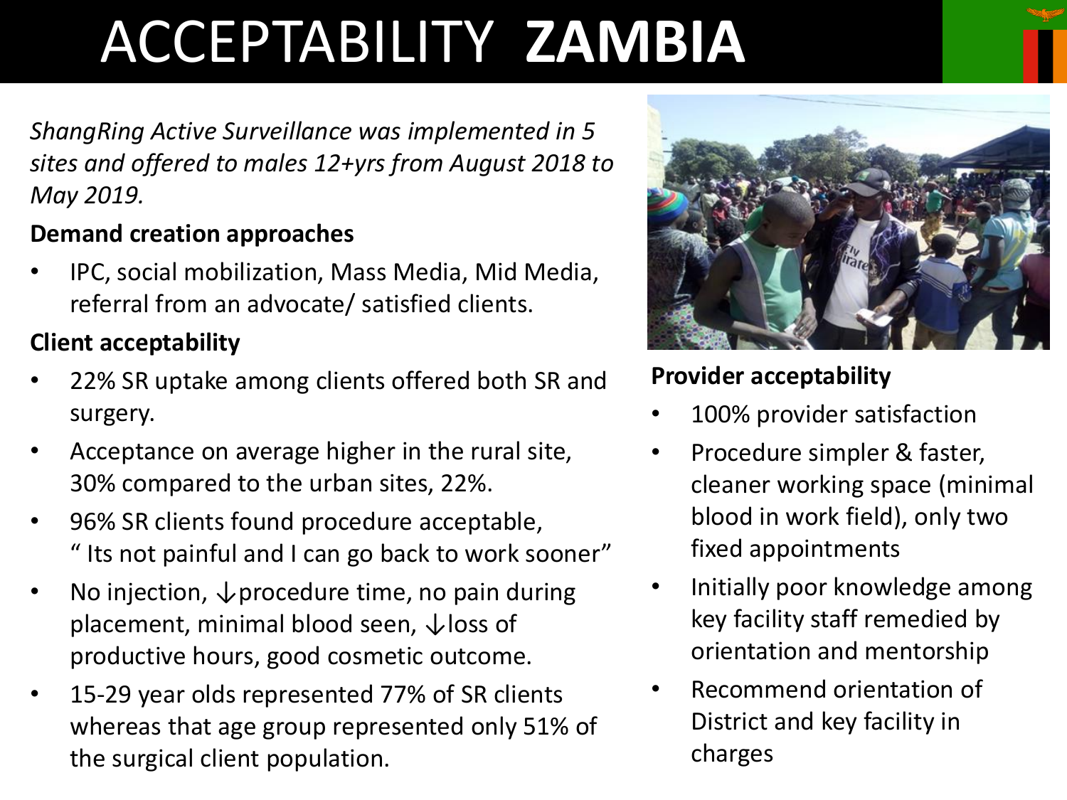# ACCEPTABILITY **ZAMBIA**

*ShangRing Active Surveillance was implemented in 5 sites and offered to males 12+yrs from August 2018 to May 2019.*

**Demand creation approaches**

- IPC, social mobilization, Mass Media, Mid Media, referral from an advocate/ satisfied clients.

**Client acceptability**

- 22% SR uptake among clients offered both SR and surgery.
- Acceptance on average higher in the rural site, 30% compared to the urban sites, 22%.
- 96% SR clients found procedure acceptable, " Its not painful and I can go back to work sooner"
- No injection, ↓procedure time, no pain during placement, minimal blood seen, ↓loss of productive hours, good cosmetic outcome.
- 15-29 year olds represented 77% of SR clients whereas that age group represented only 51% of the surgical client population.

**Provider acceptability**

- 100% provider satisfaction
- Procedure simpler & faster, cleaner working space (minimal blood in work field), only two fixed appointments
- Initially poor knowledge among key facility staff remedied by orientation and mentorship
- Recommend orientation of District and key facility in charges